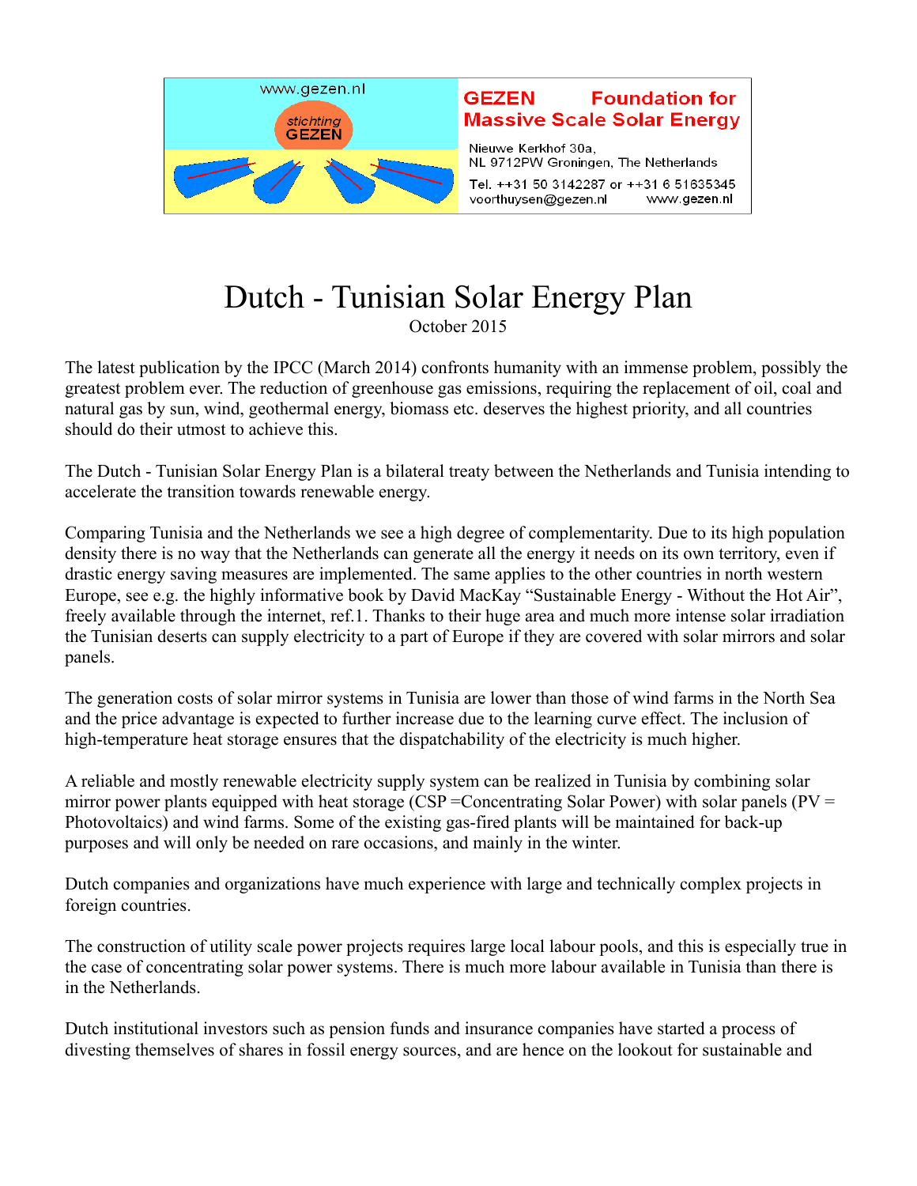www.gezen.nl

stichting GEZEN

**GEZEN Foundation for Massive Scale Solar Energy**

Nieuwe Kerkhof 30a,
NL 9712PW Groningen, The Netherlands

Tel. ++31 50 3142287 or ++31 6 51635345
voorthuysen@gezen.nl www.gezen.nl

# Dutch - Tunisian Solar Energy Plan

October 2015

The latest publication by the IPCC (March 2014) confronts humanity with an immense problem, possibly the greatest problem ever. The reduction of greenhouse gas emissions, requiring the replacement of oil, coal and natural gas by sun, wind, geothermal energy, biomass etc. deserves the highest priority, and all countries should do their utmost to achieve this.

The Dutch - Tunisian Solar Energy Plan is a bilateral treaty between the Netherlands and Tunisia intending to accelerate the transition towards renewable energy.

Comparing Tunisia and the Netherlands we see a high degree of complementarity. Due to its high population density there is no way that the Netherlands can generate all the energy it needs on its own territory, even if drastic energy saving measures are implemented. The same applies to the other countries in north western Europe, see e.g. the highly informative book by David MacKay "Sustainable Energy - Without the Hot Air", freely available through the internet, ref.1. Thanks to their huge area and much more intense solar irradiation the Tunisian deserts can supply electricity to a part of Europe if they are covered with solar mirrors and solar panels.

The generation costs of solar mirror systems in Tunisia are lower than those of wind farms in the North Sea and the price advantage is expected to further increase due to the learning curve effect. The inclusion of high-temperature heat storage ensures that the dispatchability of the electricity is much higher.

A reliable and mostly renewable electricity supply system can be realized in Tunisia by combining solar mirror power plants equipped with heat storage (CSP =Concentrating Solar Power) with solar panels (PV = Photovoltaics) and wind farms. Some of the existing gas-fired plants will be maintained for back-up purposes and will only be needed on rare occasions, and mainly in the winter.

Dutch companies and organizations have much experience with large and technically complex projects in foreign countries.

The construction of utility scale power projects requires large local labour pools, and this is especially true in the case of concentrating solar power systems. There is much more labour available in Tunisia than there is in the Netherlands.

Dutch institutional investors such as pension funds and insurance companies have started a process of divesting themselves of shares in fossil energy sources, and are hence on the lookout for sustainable and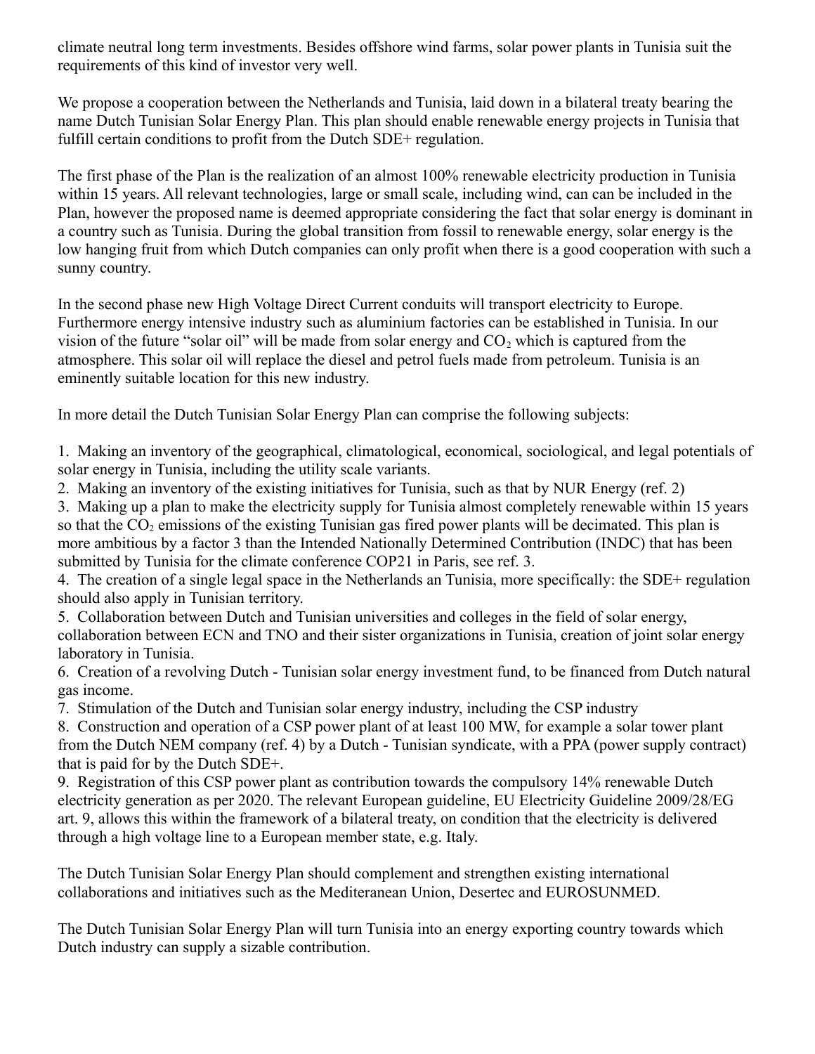climate neutral long term investments. Besides offshore wind farms, solar power plants in Tunisia suit the requirements of this kind of investor very well.

We propose a cooperation between the Netherlands and Tunisia, laid down in a bilateral treaty bearing the name Dutch Tunisian Solar Energy Plan. This plan should enable renewable energy projects in Tunisia that fulfill certain conditions to profit from the Dutch SDE+ regulation.

The first phase of the Plan is the realization of an almost 100% renewable electricity production in Tunisia within 15 years. All relevant technologies, large or small scale, including wind, can can be included in the Plan, however the proposed name is deemed appropriate considering the fact that solar energy is dominant in a country such as Tunisia. During the global transition from fossil to renewable energy, solar energy is the low hanging fruit from which Dutch companies can only profit when there is a good cooperation with such a sunny country.

In the second phase new High Voltage Direct Current conduits will transport electricity to Europe. Furthermore energy intensive industry such as aluminium factories can be established in Tunisia. In our vision of the future "solar oil" will be made from solar energy and $CO_2$ which is captured from the atmosphere. This solar oil will replace the diesel and petrol fuels made from petroleum. Tunisia is an eminently suitable location for this new industry.

In more detail the Dutch Tunisian Solar Energy Plan can comprise the following subjects:

1. Making an inventory of the geographical, climatological, economical, sociological, and legal potentials of solar energy in Tunisia, including the utility scale variants.
2. Making an inventory of the existing initiatives for Tunisia, such as that by NUR Energy (ref. 2)
3. Making up a plan to make the electricity supply for Tunisia almost completely renewable within 15 years so that the $CO_2$ emissions of the existing Tunisian gas fired power plants will be decimated. This plan is more ambitious by a factor 3 than the Intended Nationally Determined Contribution (INDC) that has been submitted by Tunisia for the climate conference COP21 in Paris, see ref. 3.
4. The creation of a single legal space in the Netherlands an Tunisia, more specifically: the SDE+ regulation should also apply in Tunisian territory.
5. Collaboration between Dutch and Tunisian universities and colleges in the field of solar energy, collaboration between ECN and TNO and their sister organizations in Tunisia, creation of joint solar energy laboratory in Tunisia.
6. Creation of a revolving Dutch - Tunisian solar energy investment fund, to be financed from Dutch natural gas income.
7. Stimulation of the Dutch and Tunisian solar energy industry, including the CSP industry
8. Construction and operation of a CSP power plant of at least 100 MW, for example a solar tower plant from the Dutch NEM company (ref. 4) by a Dutch - Tunisian syndicate, with a PPA (power supply contract) that is paid for by the Dutch SDE+.
9. Registration of this CSP power plant as contribution towards the compulsory 14% renewable Dutch electricity generation as per 2020. The relevant European guideline, EU Electricity Guideline 2009/28/EG art. 9, allows this within the framework of a bilateral treaty, on condition that the electricity is delivered through a high voltage line to a European member state, e.g. Italy.

The Dutch Tunisian Solar Energy Plan should complement and strengthen existing international collaborations and initiatives such as the Mediteranean Union, Desertec and EUROSUNMED.

The Dutch Tunisian Solar Energy Plan will turn Tunisia into an energy exporting country towards which Dutch industry can supply a sizable contribution.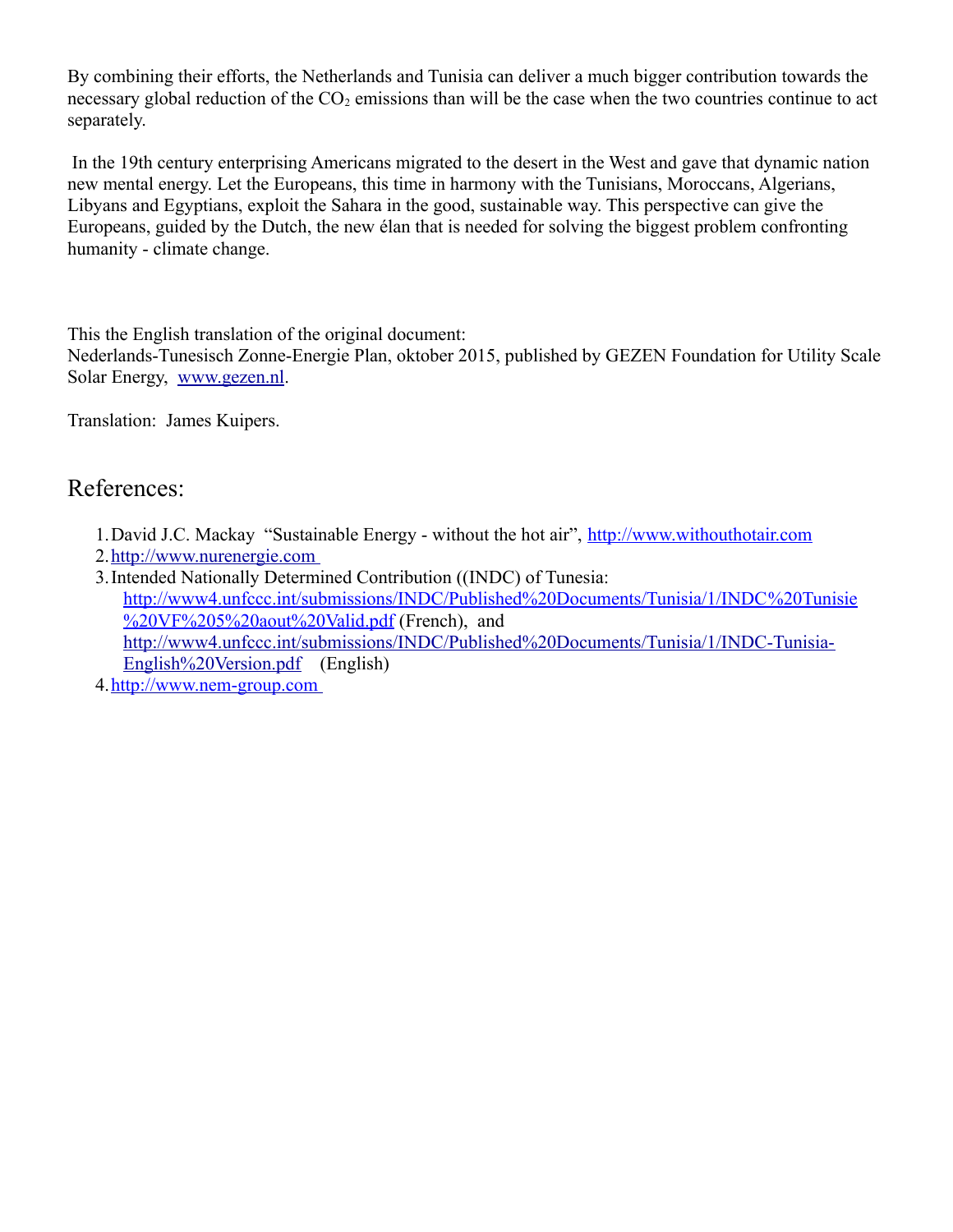By combining their efforts, the Netherlands and Tunisia can deliver a much bigger contribution towards the necessary global reduction of the $CO_2$ emissions than will be the case when the two countries continue to act separately.

In the 19th century enterprising Americans migrated to the desert in the West and gave that dynamic nation new mental energy. Let the Europeans, this time in harmony with the Tunisians, Moroccans, Algerians, Libyans and Egyptians, exploit the Sahara in the good, sustainable way. This perspective can give the Europeans, guided by the Dutch, the new élan that is needed for solving the biggest problem confronting humanity - climate change.

This the English translation of the original document:
Nederlands-Tunesisch Zonne-Energie Plan, oktober 2015, published by GEZEN Foundation for Utility Scale Solar Energy, [www.gezen.nl](http://www.gezen.nl).

Translation: James Kuipers.

## References:

1. David J.C. Mackay "Sustainable Energy - without the hot air", http://www.withouthotair.com
2. http://www.nurenergie.com
3. Intended Nationally Determined Contribution ((INDC) of Tunesia: http://www4.unfccc.int/submissions/INDC/Published%20Documents/Tunisia/1/INDC%20Tunisie%20VF%205%20aout%20Valid.pdf (French), and http://www4.unfccc.int/submissions/INDC/Published%20Documents/Tunisia/1/INDC-Tunisia-English%20Version.pdf (English)
4. http://www.nem-group.com